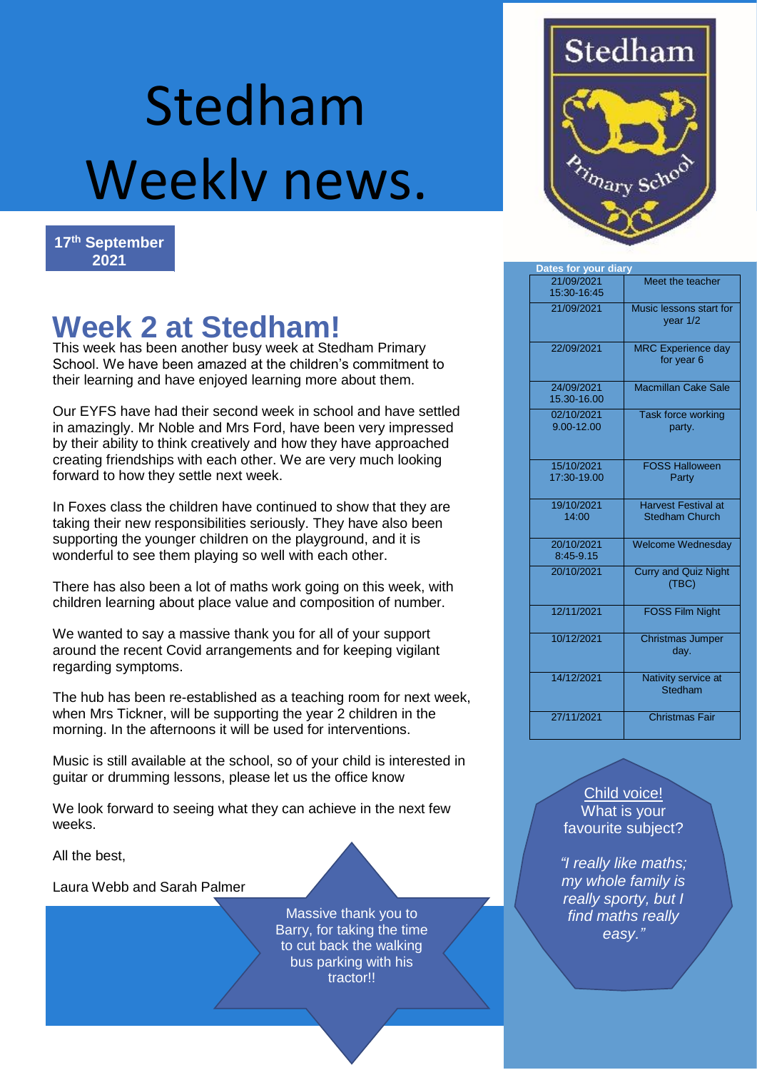# Stedham Weekly news.

**17th September 2021**

## Week 2 at Stedham!

This week has been another busy week at Stedham Primary School. We have been amazed at the children's commitment to their learning and have enjoyed learning more about them.

Our EYFS have had their second week in school and have settled in amazingly. Mr Noble and Mrs Ford, have been very impressed by their ability to think creatively and how they have approached creating friendships with each other. We are very much looking forward to how they settle next week.

In Foxes class the children have continued to show that they are taking their new responsibilities seriously. They have also been supporting the younger children on the playground, and it is wonderful to see them playing so well with each other.

There has also been a lot of maths work going on this week, with children learning about place value and composition of number.

We wanted to say a massive thank you for all of your support around the recent Covid arrangements and for keeping vigilant regarding symptoms.

The hub has been re-established as a teaching room for next week, when Mrs Tickner, will be supporting the year 2 children in the morning. In the afternoons it will be used for interventions.

Music is still available at the school, so of your child is interested in guitar or drumming lessons, please let us the office know

We look forward to seeing what they can achieve in the next few weeks.

All the best,

Laura Webb and Sarah Palmer

Massive thank you to Barry, for taking the time to cut back the walking bus parking with his tractor!!

**Dates for your diary**

| Date | Event |
|---|---|
| 21/09/2021 15:30-16:45 | Meet the teacher |
| 21/09/2021 | Music lessons start for year 1/2 |
| 22/09/2021 | MRC Experience day for year 6 |
| 24/09/2021 15.30-16.00 | Macmillan Cake Sale |
| 02/10/2021 9.00-12.00 | Task force working party. |
| 15/10/2021 17:30-19.00 | FOSS Halloween Party |
| 19/10/2021 14:00 | Harvest Festival at Stedham Church |
| 20/10/2021 8:45-9.15 | Welcome Wednesday |
| 20/10/2021 | Curry and Quiz Night (TBC) |
| 12/11/2021 | FOSS Film Night |
| 10/12/2021 | Christmas Jumper day. |
| 14/12/2021 | Nativity service at Stedham |
| 27/11/2021 | Christmas Fair |

**Child voice!**

What is your favourite subject?

*"I really like maths; my whole family is really sporty, but I find maths really easy."*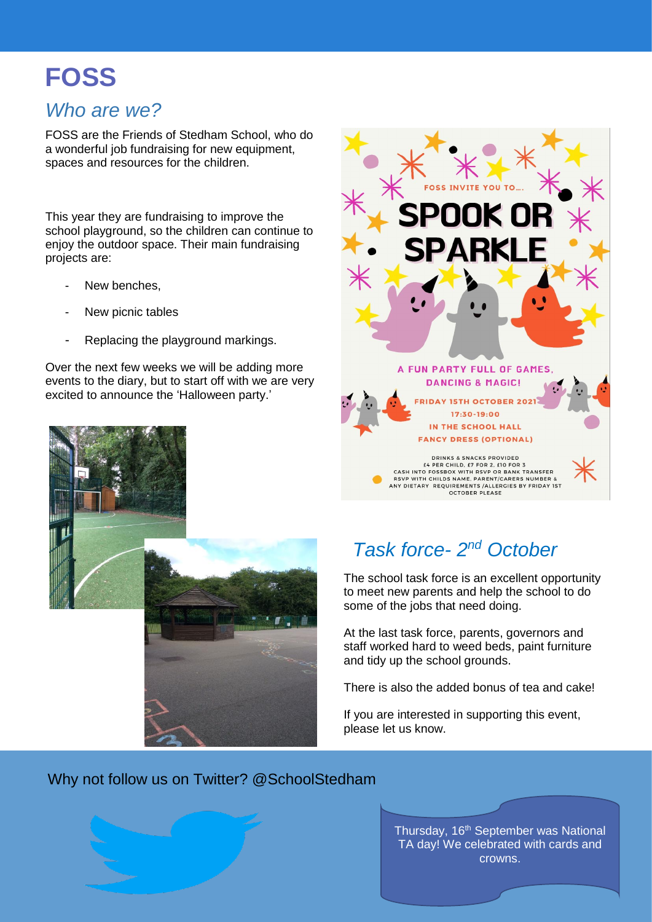# FOSS

## *Who are we?*

FOSS are the Friends of Stedham School, who do a wonderful job fundraising for new equipment, spaces and resources for the children.

This year they are fundraising to improve the school playground, so the children can continue to enjoy the outdoor space. Their main fundraising projects are:

- New benches,
- New picnic tables
- Replacing the playground markings.

Over the next few weeks we will be adding more events to the diary, but to start off with we are very excited to announce the 'Halloween party.'

FOSS INVITE YOU TO....

**SPOOK OR SPARKLE**

A FUN PARTY FULL OF GAMES, DANCING & MAGIC!

FRIDAY 15TH OCTOBER 2021

17:30-19:00

IN THE SCHOOL HALL

FANCY DRESS (OPTIONAL)

DRINKS & SNACKS PROVIDED
£4 PER CHILD, £7 FOR 2, £10 FOR 3
CASH INTO FOSSBOX WITH RSVP OR BANK TRANSFER
RSVP WITH CHILDS NAME, PARENT/CARERS NUMBER & ANY DIETARY REQUIREMENTS /ALLERGIES BY FRIDAY 1ST OCTOBER PLEASE

## *Task force- 2nd October*

The school task force is an excellent opportunity to meet new parents and help the school to do some of the jobs that need doing.

At the last task force, parents, governors and staff worked hard to weed beds, paint furniture and tidy up the school grounds.

There is also the added bonus of tea and cake!

If you are interested in supporting this event, please let us know.

Why not follow us on Twitter? @SchoolStedham

Thursday, 16th September was National TA day! We celebrated with cards and crowns.